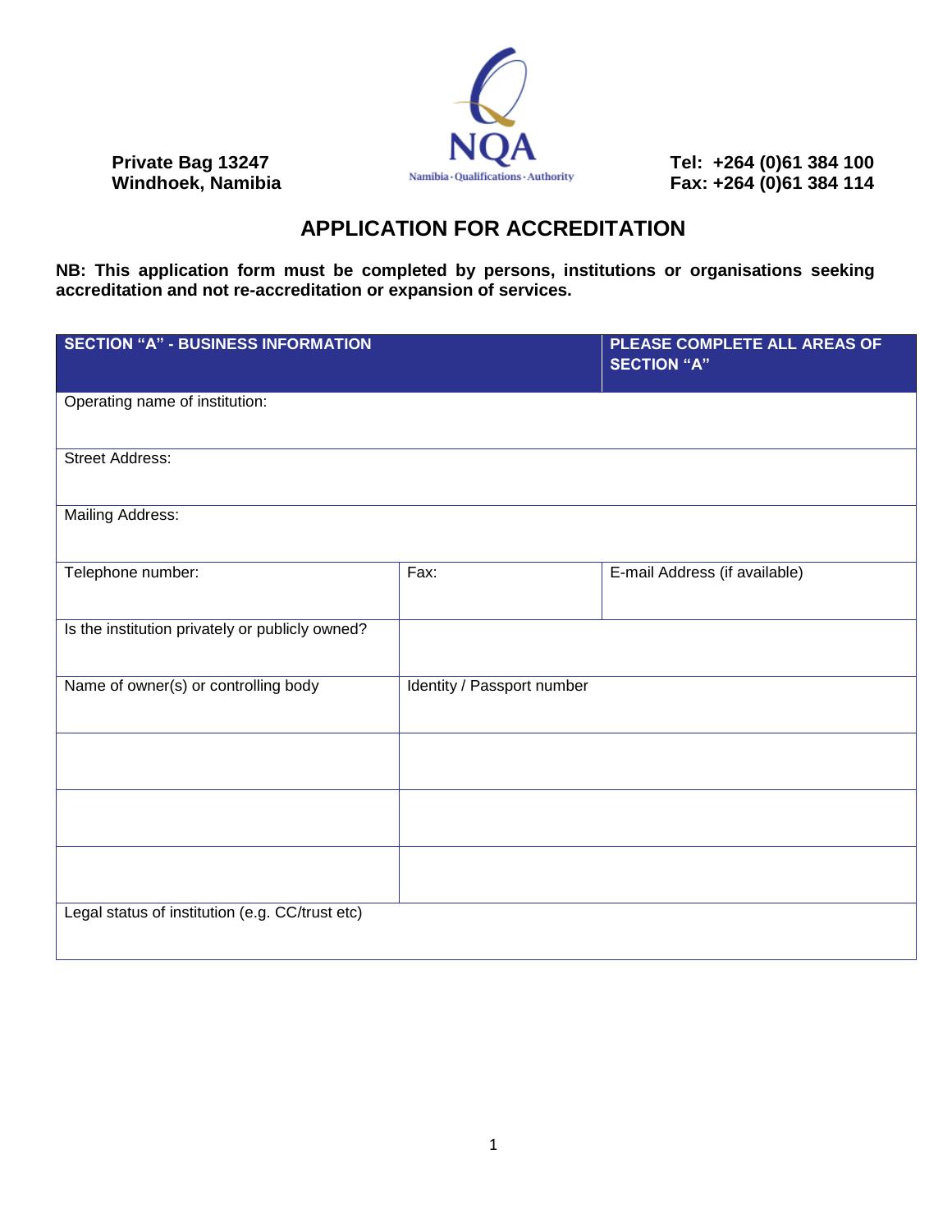Private Bag 13247
Windhoek, Namibia

NQA
Namibia · Qualifications · Authority

Tel: +264 (0)61 384 100
Fax: +264 (0)61 384 114

# APPLICATION FOR ACCREDITATION

**NB: This application form must be completed by persons, institutions or organisations seeking accreditation and not re-accreditation or expansion of services.**

| SECTION "A" - BUSINESS INFORMATION | | PLEASE COMPLETE ALL AREAS OF SECTION "A" |
|---|---|---|
| Operating name of institution: | | |
| Street Address: | | |
| Mailing Address: | | |
| Telephone number: | Fax: | E-mail Address (if available) |
| Is the institution privately or publicly owned? | | |
| Name of owner(s) or controlling body | Identity / Passport number | |
| | | |
| | | |
| | | |
| Legal status of institution (e.g. CC/trust etc) | | |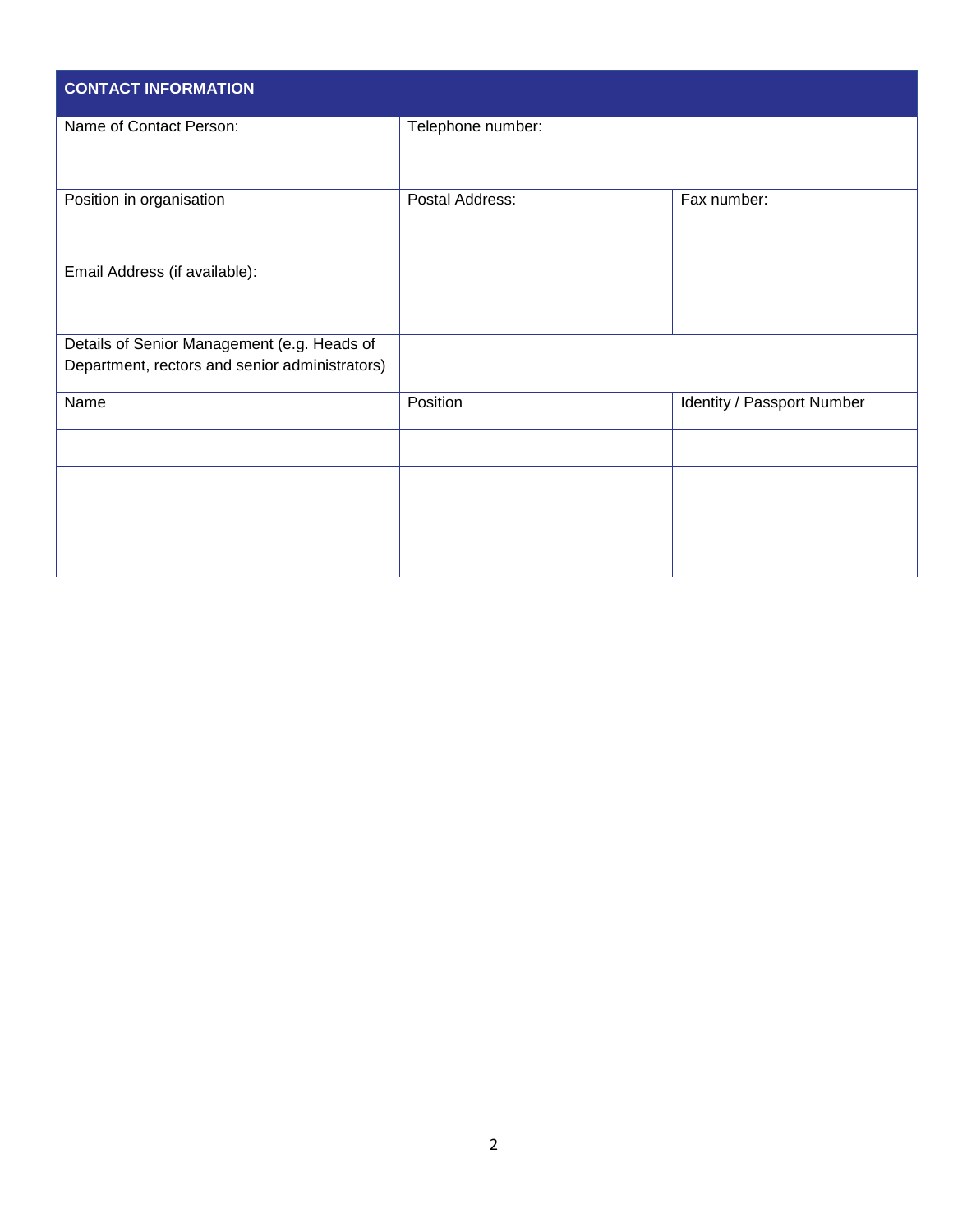| CONTACT INFORMATION | | |
|---|---|---|
| Name of Contact Person: | Telephone number: | |
| Position in organisation<br><br>Email Address (if available): | Postal Address: | Fax number: |
| Details of Senior Management (e.g. Heads of Department, rectors and senior administrators) | | |
| Name | Position | Identity / Passport Number |
| | | |
| | | |
| | | |
| | | |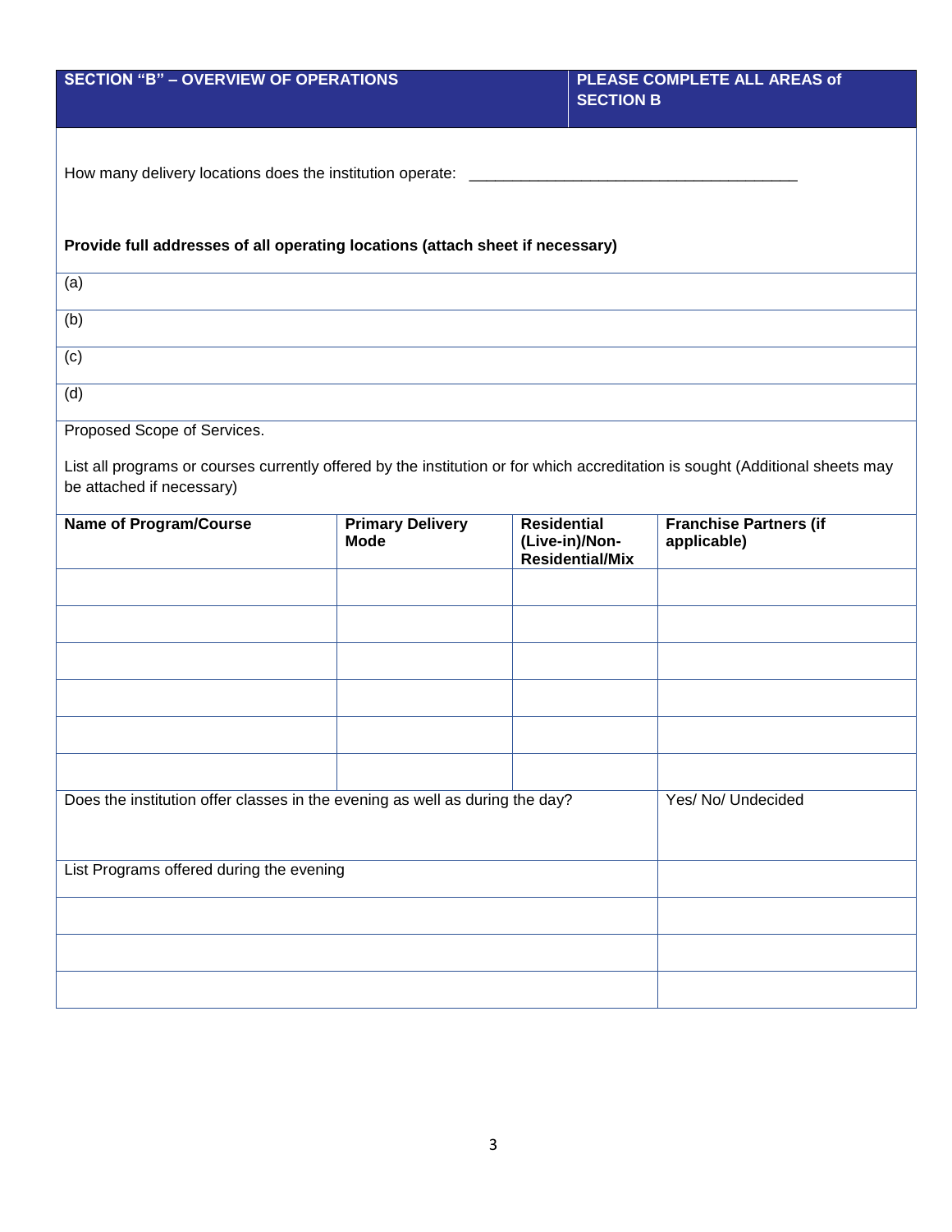| SECTION "B" – OVERVIEW OF OPERATIONS | PLEASE COMPLETE ALL AREAS of SECTION B |
|---|---|

How many delivery locations does the institution operate: _______________________________________

**Provide full addresses of all operating locations (attach sheet if necessary)**

| |
|---|
| (a) |
| (b) |
| (c) |
| (d) |

Proposed Scope of Services.

List all programs or courses currently offered by the institution or for which accreditation is sought (Additional sheets may be attached if necessary)

| Name of Program/Course | Primary Delivery Mode | Residential (Live-in)/Non-Residential/Mix | Franchise Partners (if applicable) |
|---|---|---|---|
| | | | |
| | | | |
| | | | |
| | | | |
| | | | |
| | | | |

| | |
|---|---|
| Does the institution offer classes in the evening as well as during the day? | Yes/ No/ Undecided |
| List Programs offered during the evening | |
| | |
| | |
| | |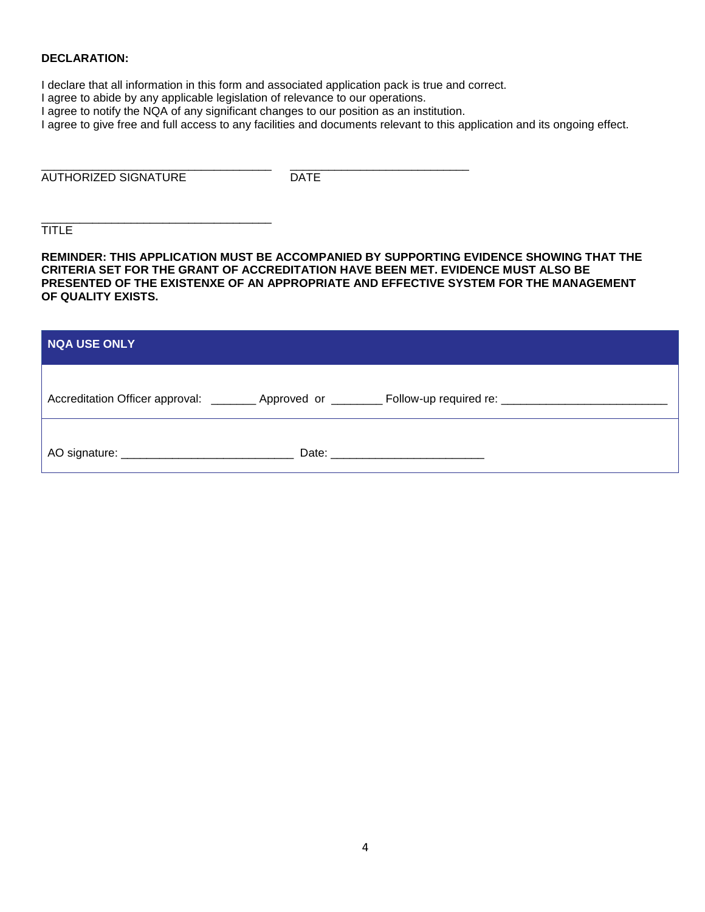**DECLARATION:**

I declare that all information in this form and associated application pack is true and correct.
I agree to abide by any applicable legislation of relevance to our operations.
I agree to notify the NQA of any significant changes to our position as an institution.
I agree to give free and full access to any facilities and documents relevant to this application and its ongoing effect.

___________________________________ ___________________________
AUTHORIZED SIGNATURE DATE

___________________________________
TITLE

**REMINDER: THIS APPLICATION MUST BE ACCOMPANIED BY SUPPORTING EVIDENCE SHOWING THAT THE CRITERIA SET FOR THE GRANT OF ACCREDITATION HAVE BEEN MET. EVIDENCE MUST ALSO BE PRESENTED OF THE EXISTENXE OF AN APPROPRIATE AND EFFECTIVE SYSTEM FOR THE MANAGEMENT OF QUALITY EXISTS.**

| **NQA USE ONLY** |
|---|
| Accreditation Officer approval: _______ Approved or ________ Follow-up required re: __________________________ |
| AO signature: ___________________________ Date: _______________________ |